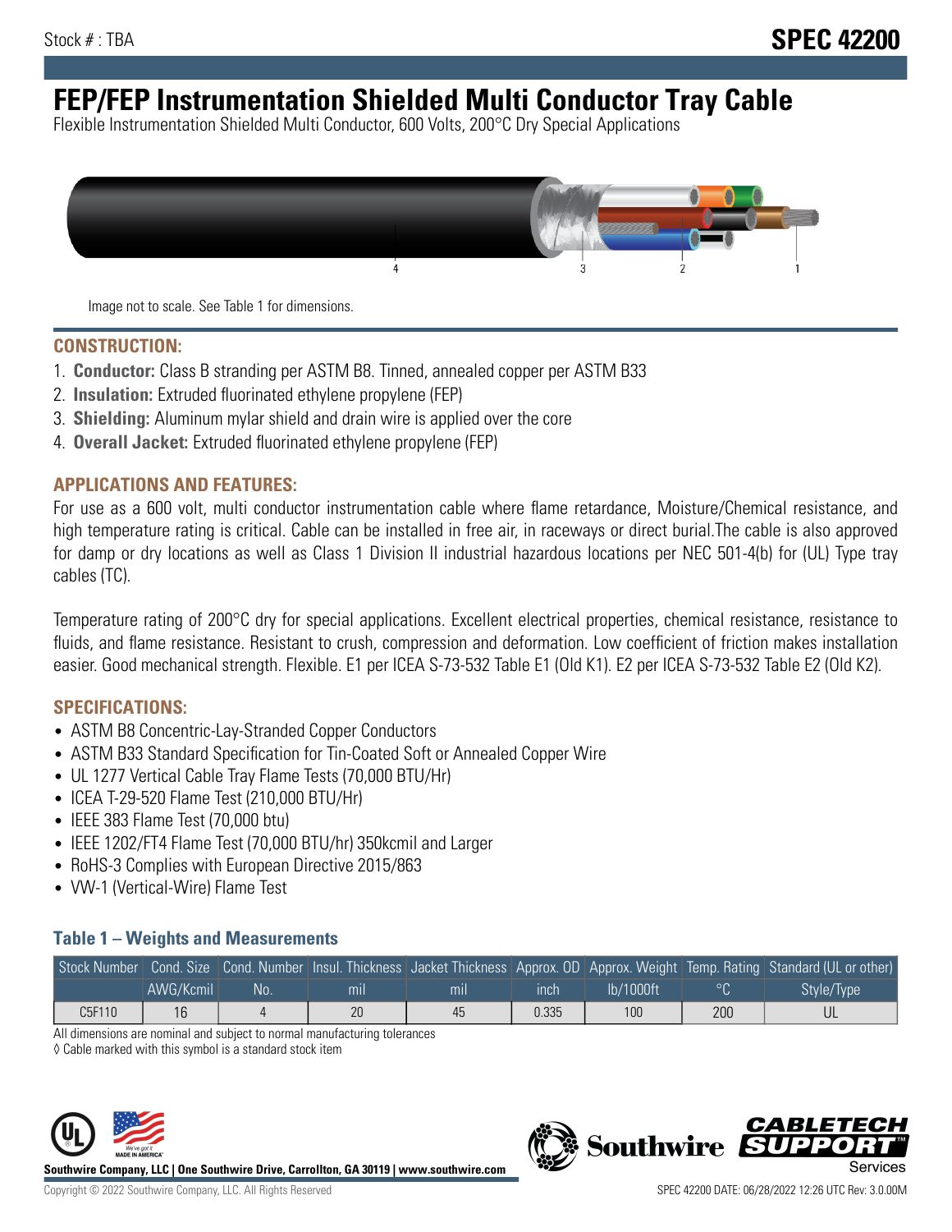Stock # : TBA

# SPEC 42200

# FEP/FEP Instrumentation Shielded Multi Conductor Tray Cable

Flexible Instrumentation Shielded Multi Conductor, 600 Volts, 200°C Dry Special Applications

Image not to scale. See Table 1 for dimensions.

## CONSTRUCTION:

1. **Conductor:** Class B stranding per ASTM B8. Tinned, annealed copper per ASTM B33
2. **Insulation:** Extruded fluorinated ethylene propylene (FEP)
3. **Shielding:** Aluminum mylar shield and drain wire is applied over the core
4. **Overall Jacket:** Extruded fluorinated ethylene propylene (FEP)

## APPLICATIONS AND FEATURES:

For use as a 600 volt, multi conductor instrumentation cable where flame retardance, Moisture/Chemical resistance, and high temperature rating is critical. Cable can be installed in free air, in raceways or direct burial.The cable is also approved for damp or dry locations as well as Class 1 Division II industrial hazardous locations per NEC 501-4(b) for (UL) Type tray cables (TC).

Temperature rating of 200°C dry for special applications. Excellent electrical properties, chemical resistance, resistance to fluids, and flame resistance. Resistant to crush, compression and deformation. Low coefficient of friction makes installation easier. Good mechanical strength. Flexible. E1 per ICEA S-73-532 Table E1 (Old K1). E2 per ICEA S-73-532 Table E2 (Old K2).

## SPECIFICATIONS:

- ASTM B8 Concentric-Lay-Stranded Copper Conductors
- ASTM B33 Standard Specification for Tin-Coated Soft or Annealed Copper Wire
- UL 1277 Vertical Cable Tray Flame Tests (70,000 BTU/Hr)
- ICEA T-29-520 Flame Test (210,000 BTU/Hr)
- IEEE 383 Flame Test (70,000 btu)
- IEEE 1202/FT4 Flame Test (70,000 BTU/hr) 350kcmil and Larger
- RoHS-3 Complies with European Directive 2015/863
- VW-1 (Vertical-Wire) Flame Test

### Table 1 – Weights and Measurements

| Stock Number | Cond. Size | Cond. Number | Insul. Thickness | Jacket Thickness | Approx. OD | Approx. Weight | Temp. Rating | Standard (UL or other) |
|---|---|---|---|---|---|---|---|---|
| | AWG/Kcmil | No. | mil | mil | inch | lb/1000ft | °C | Style/Type |
| C5F110 | 16 | 4 | 20 | 45 | 0.335 | 100 | 200 | UL |

All dimensions are nominal and subject to normal manufacturing tolerances

◊ Cable marked with this symbol is a standard stock item

Southwire Company, LLC | One Southwire Drive, Carrollton, GA 30119 | www.southwire.com

Copyright © 2022 Southwire Company, LLC. All Rights Reserved

SPEC 42200 DATE: 06/28/2022 12:26 UTC Rev: 3.0.00M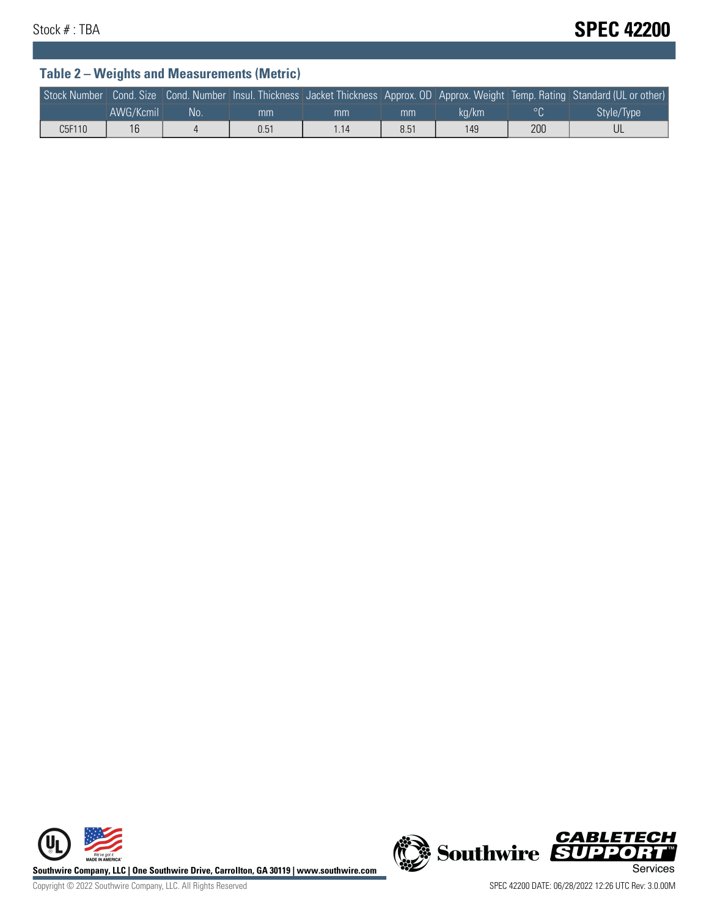## Table 2 – Weights and Measurements (Metric)

| Stock Number | Cond. Size | Cond. Number | Insul. Thickness | Jacket Thickness | Approx. OD | Approx. Weight | Temp. Rating | Standard (UL or other) |
|---|---|---|---|---|---|---|---|---|
| | AWG/Kcmil | No. | mm | mm | mm | kg/km | °C | Style/Type |
| C5F110 | 16 | 4 | 0.51 | 1.14 | 8.51 | 149 | 200 | UL |

Southwire Company, LLC | One Southwire Drive, Carrollton, GA 30119 | www.southwire.com

Copyright © 2022 Southwire Company, LLC. All Rights Reserved

SPEC 42200 DATE: 06/28/2022 12:26 UTC Rev: 3.0.00M